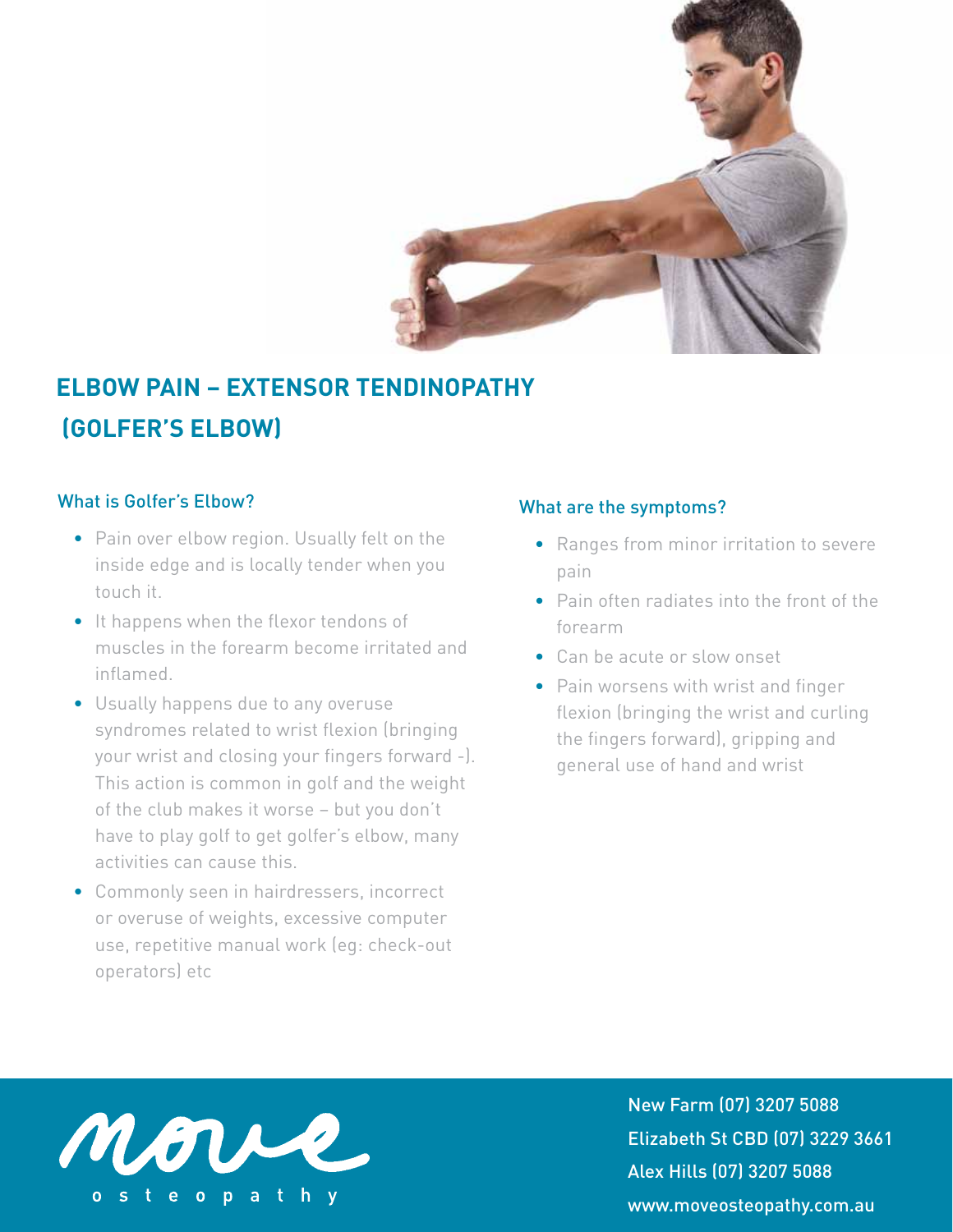# ELBOW PAIN – EXTENSOR TENDINOPATHY (GOLFER'S ELBOW)

## What is Golfer's Elbow?

- Pain over elbow region. Usually felt on the inside edge and is locally tender when you touch it.
- It happens when the flexor tendons of muscles in the forearm become irritated and inflamed.
- Usually happens due to any overuse syndromes related to wrist flexion (bringing your wrist and closing your fingers forward -). This action is common in golf and the weight of the club makes it worse – but you don't have to play golf to get golfer's elbow, many activities can cause this.
- Commonly seen in hairdressers, incorrect or overuse of weights, excessive computer use, repetitive manual work (eg: check-out operators) etc

## What are the symptoms?

- Ranges from minor irritation to severe pain
- Pain often radiates into the front of the forearm
- Can be acute or slow onset
- Pain worsens with wrist and finger flexion (bringing the wrist and curling the fingers forward), gripping and general use of hand and wrist

move osteopathy

New Farm (07) 3207 5088
Elizabeth St CBD (07) 3229 3661
Alex Hills (07) 3207 5088
www.moveosteopathy.com.au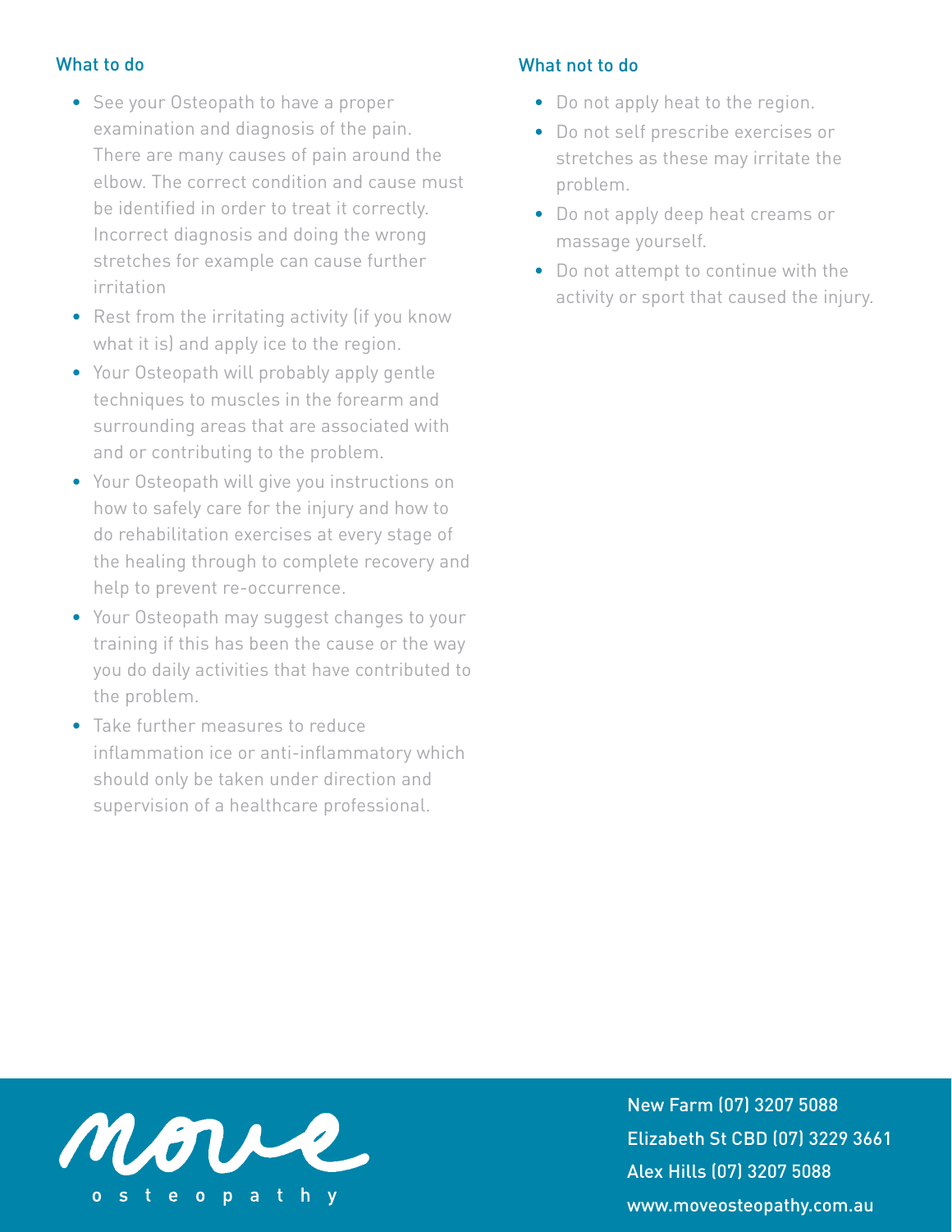## What to do

- See your Osteopath to have a proper examination and diagnosis of the pain. There are many causes of pain around the elbow. The correct condition and cause must be identified in order to treat it correctly. Incorrect diagnosis and doing the wrong stretches for example can cause further irritation
- Rest from the irritating activity (if you know what it is) and apply ice to the region.
- Your Osteopath will probably apply gentle techniques to muscles in the forearm and surrounding areas that are associated with and or contributing to the problem.
- Your Osteopath will give you instructions on how to safely care for the injury and how to do rehabilitation exercises at every stage of the healing through to complete recovery and help to prevent re-occurrence.
- Your Osteopath may suggest changes to your training if this has been the cause or the way you do daily activities that have contributed to the problem.
- Take further measures to reduce inflammation ice or anti-inflammatory which should only be taken under direction and supervision of a healthcare professional.

## What not to do

- Do not apply heat to the region.
- Do not self prescribe exercises or stretches as these may irritate the problem.
- Do not apply deep heat creams or massage yourself.
- Do not attempt to continue with the activity or sport that caused the injury.

move osteopathy

New Farm (07) 3207 5088
Elizabeth St CBD (07) 3229 3661
Alex Hills (07) 3207 5088
www.moveosteopathy.com.au